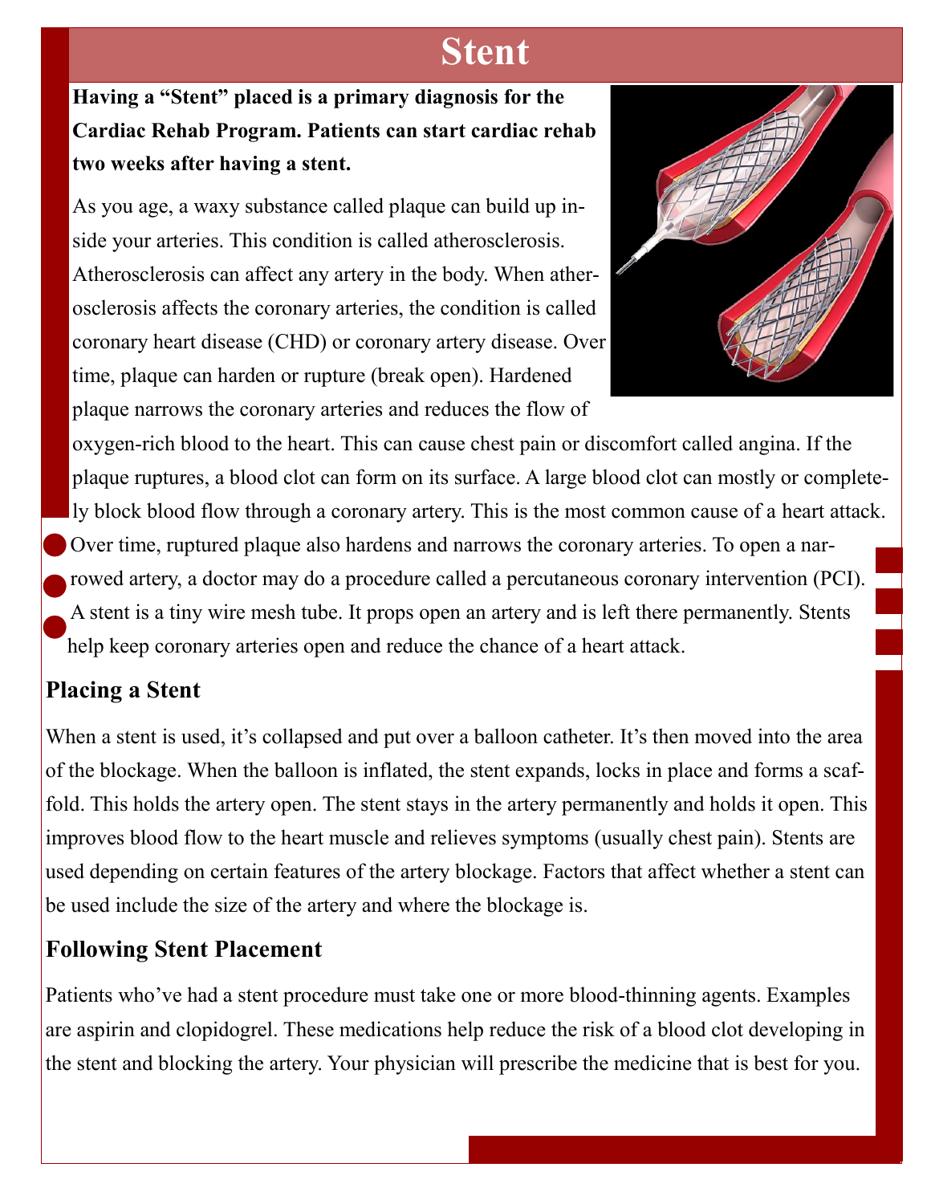# Stent

**Having a "Stent" placed is a primary diagnosis for the Cardiac Rehab Program. Patients can start cardiac rehab two weeks after having a stent.**

As you age, a waxy substance called plaque can build up inside your arteries. This condition is called atherosclerosis. Atherosclerosis can affect any artery in the body. When atherosclerosis affects the coronary arteries, the condition is called coronary heart disease (CHD) or coronary artery disease. Over time, plaque can harden or rupture (break open). Hardened plaque narrows the coronary arteries and reduces the flow of oxygen-rich blood to the heart. This can cause chest pain or discomfort called angina. If the plaque ruptures, a blood clot can form on its surface. A large blood clot can mostly or completely block blood flow through a coronary artery. This is the most common cause of a heart attack. Over time, ruptured plaque also hardens and narrows the coronary arteries. To open a narrowed artery, a doctor may do a procedure called a percutaneous coronary intervention (PCI). A stent is a tiny wire mesh tube. It props open an artery and is left there permanently. Stents help keep coronary arteries open and reduce the chance of a heart attack.

## Placing a Stent

When a stent is used, it's collapsed and put over a balloon catheter. It's then moved into the area of the blockage. When the balloon is inflated, the stent expands, locks in place and forms a scaffold. This holds the artery open. The stent stays in the artery permanently and holds it open. This improves blood flow to the heart muscle and relieves symptoms (usually chest pain). Stents are used depending on certain features of the artery blockage. Factors that affect whether a stent can be used include the size of the artery and where the blockage is.

## Following Stent Placement

Patients who've had a stent procedure must take one or more blood-thinning agents. Examples are aspirin and clopidogrel. These medications help reduce the risk of a blood clot developing in the stent and blocking the artery. Your physician will prescribe the medicine that is best for you.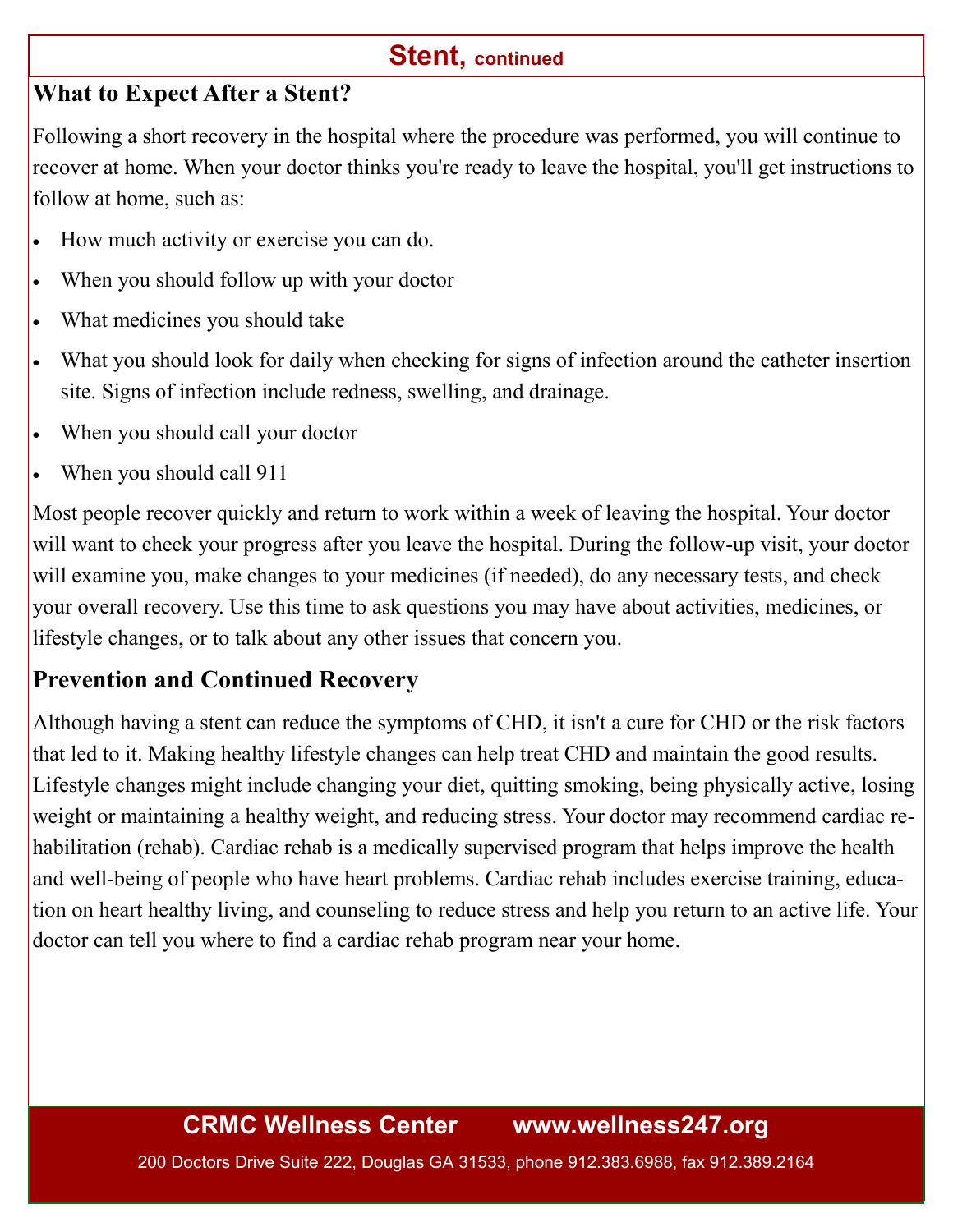# Stent, continued

## What to Expect After a Stent?

Following a short recovery in the hospital where the procedure was performed, you will continue to recover at home. When your doctor thinks you're ready to leave the hospital, you'll get instructions to follow at home, such as:

- How much activity or exercise you can do.
- When you should follow up with your doctor
- What medicines you should take
- What you should look for daily when checking for signs of infection around the catheter insertion site. Signs of infection include redness, swelling, and drainage.
- When you should call your doctor
- When you should call 911

Most people recover quickly and return to work within a week of leaving the hospital. Your doctor will want to check your progress after you leave the hospital. During the follow-up visit, your doctor will examine you, make changes to your medicines (if needed), do any necessary tests, and check your overall recovery. Use this time to ask questions you may have about activities, medicines, or lifestyle changes, or to talk about any other issues that concern you.

## Prevention and Continued Recovery

Although having a stent can reduce the symptoms of CHD, it isn't a cure for CHD or the risk factors that led to it. Making healthy lifestyle changes can help treat CHD and maintain the good results. Lifestyle changes might include changing your diet, quitting smoking, being physically active, losing weight or maintaining a healthy weight, and reducing stress. Your doctor may recommend cardiac rehabilitation (rehab). Cardiac rehab is a medically supervised program that helps improve the health and well-being of people who have heart problems. Cardiac rehab includes exercise training, education on heart healthy living, and counseling to reduce stress and help you return to an active life. Your doctor can tell you where to find a cardiac rehab program near your home.

**CRMC Wellness Center www.wellness247.org**

200 Doctors Drive Suite 222, Douglas GA 31533, phone 912.383.6988, fax 912.389.2164